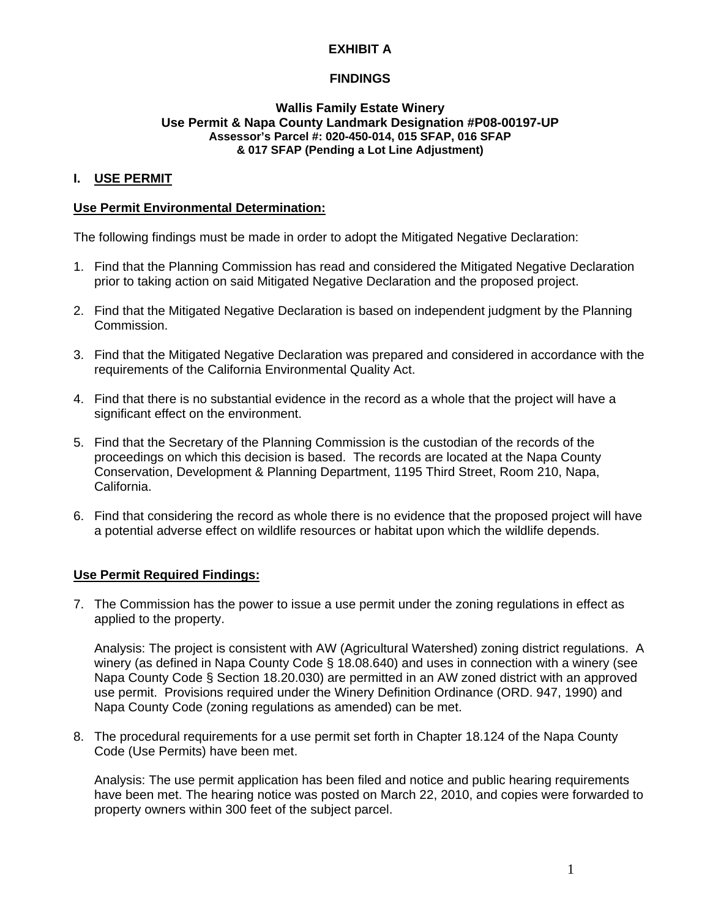# EXHIBIT A

# FINDINGS

### Wallis Family Estate Winery
### Use Permit & Napa County Landmark Designation #P08-00197-UP
**Assessor's Parcel #: 020-450-014, 015 SFAP, 016 SFAP**
**& 017 SFAP (Pending a Lot Line Adjustment)**

## I. USE PERMIT

### Use Permit Environmental Determination:

The following findings must be made in order to adopt the Mitigated Negative Declaration:

1. Find that the Planning Commission has read and considered the Mitigated Negative Declaration prior to taking action on said Mitigated Negative Declaration and the proposed project.

2. Find that the Mitigated Negative Declaration is based on independent judgment by the Planning Commission.

3. Find that the Mitigated Negative Declaration was prepared and considered in accordance with the requirements of the California Environmental Quality Act.

4. Find that there is no substantial evidence in the record as a whole that the project will have a significant effect on the environment.

5. Find that the Secretary of the Planning Commission is the custodian of the records of the proceedings on which this decision is based. The records are located at the Napa County Conservation, Development & Planning Department, 1195 Third Street, Room 210, Napa, California.

6. Find that considering the record as whole there is no evidence that the proposed project will have a potential adverse effect on wildlife resources or habitat upon which the wildlife depends.

### Use Permit Required Findings:

7. The Commission has the power to issue a use permit under the zoning regulations in effect as applied to the property.

   Analysis: The project is consistent with AW (Agricultural Watershed) zoning district regulations. A winery (as defined in Napa County Code § 18.08.640) and uses in connection with a winery (see Napa County Code § Section 18.20.030) are permitted in an AW zoned district with an approved use permit. Provisions required under the Winery Definition Ordinance (ORD. 947, 1990) and Napa County Code (zoning regulations as amended) can be met.

8. The procedural requirements for a use permit set forth in Chapter 18.124 of the Napa County Code (Use Permits) have been met.

   Analysis: The use permit application has been filed and notice and public hearing requirements have been met. The hearing notice was posted on March 22, 2010, and copies were forwarded to property owners within 300 feet of the subject parcel.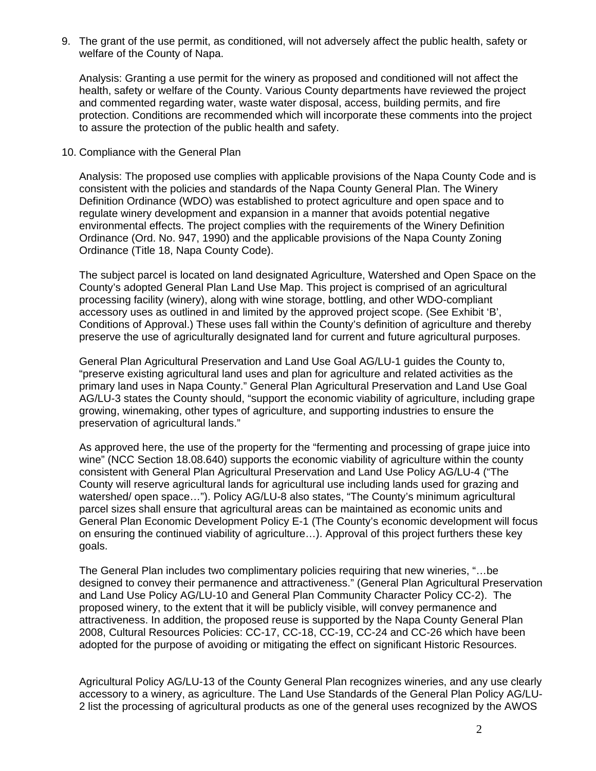9. The grant of the use permit, as conditioned, will not adversely affect the public health, safety or welfare of the County of Napa.

   Analysis: Granting a use permit for the winery as proposed and conditioned will not affect the health, safety or welfare of the County. Various County departments have reviewed the project and commented regarding water, waste water disposal, access, building permits, and fire protection. Conditions are recommended which will incorporate these comments into the project to assure the protection of the public health and safety.

10. Compliance with the General Plan

    Analysis: The proposed use complies with applicable provisions of the Napa County Code and is consistent with the policies and standards of the Napa County General Plan. The Winery Definition Ordinance (WDO) was established to protect agriculture and open space and to regulate winery development and expansion in a manner that avoids potential negative environmental effects. The project complies with the requirements of the Winery Definition Ordinance (Ord. No. 947, 1990) and the applicable provisions of the Napa County Zoning Ordinance (Title 18, Napa County Code).

    The subject parcel is located on land designated Agriculture, Watershed and Open Space on the County's adopted General Plan Land Use Map. This project is comprised of an agricultural processing facility (winery), along with wine storage, bottling, and other WDO-compliant accessory uses as outlined in and limited by the approved project scope. (See Exhibit 'B', Conditions of Approval.) These uses fall within the County's definition of agriculture and thereby preserve the use of agriculturally designated land for current and future agricultural purposes.

    General Plan Agricultural Preservation and Land Use Goal AG/LU-1 guides the County to, "preserve existing agricultural land uses and plan for agriculture and related activities as the primary land uses in Napa County." General Plan Agricultural Preservation and Land Use Goal AG/LU-3 states the County should, "support the economic viability of agriculture, including grape growing, winemaking, other types of agriculture, and supporting industries to ensure the preservation of agricultural lands."

    As approved here, the use of the property for the "fermenting and processing of grape juice into wine" (NCC Section 18.08.640) supports the economic viability of agriculture within the county consistent with General Plan Agricultural Preservation and Land Use Policy AG/LU-4 ("The County will reserve agricultural lands for agricultural use including lands used for grazing and watershed/ open space…"). Policy AG/LU-8 also states, "The County's minimum agricultural parcel sizes shall ensure that agricultural areas can be maintained as economic units and General Plan Economic Development Policy E-1 (The County's economic development will focus on ensuring the continued viability of agriculture…). Approval of this project furthers these key goals.

    The General Plan includes two complimentary policies requiring that new wineries, "…be designed to convey their permanence and attractiveness." (General Plan Agricultural Preservation and Land Use Policy AG/LU-10 and General Plan Community Character Policy CC-2). The proposed winery, to the extent that it will be publicly visible, will convey permanence and attractiveness. In addition, the proposed reuse is supported by the Napa County General Plan 2008, Cultural Resources Policies: CC-17, CC-18, CC-19, CC-24 and CC-26 which have been adopted for the purpose of avoiding or mitigating the effect on significant Historic Resources.

    Agricultural Policy AG/LU-13 of the County General Plan recognizes wineries, and any use clearly accessory to a winery, as agriculture. The Land Use Standards of the General Plan Policy AG/LU-2 list the processing of agricultural products as one of the general uses recognized by the AWOS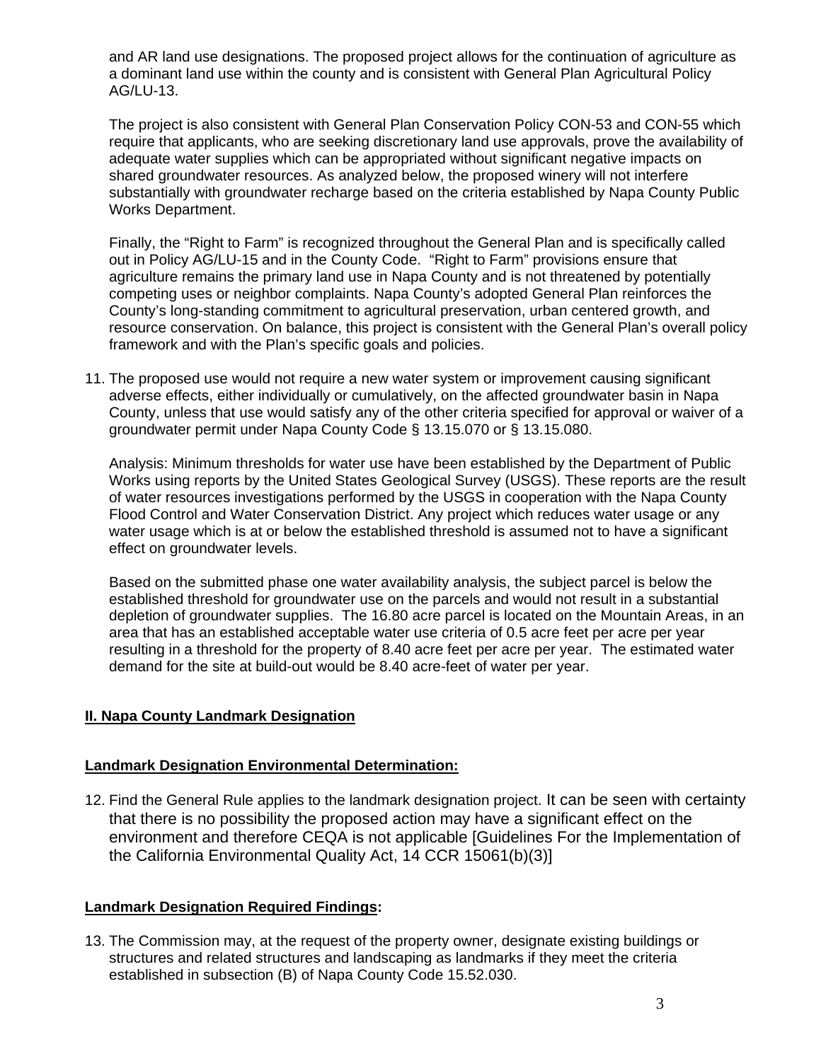and AR land use designations. The proposed project allows for the continuation of agriculture as a dominant land use within the county and is consistent with General Plan Agricultural Policy AG/LU-13.

The project is also consistent with General Plan Conservation Policy CON-53 and CON-55 which require that applicants, who are seeking discretionary land use approvals, prove the availability of adequate water supplies which can be appropriated without significant negative impacts on shared groundwater resources. As analyzed below, the proposed winery will not interfere substantially with groundwater recharge based on the criteria established by Napa County Public Works Department.

Finally, the "Right to Farm" is recognized throughout the General Plan and is specifically called out in Policy AG/LU-15 and in the County Code. "Right to Farm" provisions ensure that agriculture remains the primary land use in Napa County and is not threatened by potentially competing uses or neighbor complaints. Napa County's adopted General Plan reinforces the County's long-standing commitment to agricultural preservation, urban centered growth, and resource conservation. On balance, this project is consistent with the General Plan's overall policy framework and with the Plan's specific goals and policies.

11. The proposed use would not require a new water system or improvement causing significant adverse effects, either individually or cumulatively, on the affected groundwater basin in Napa County, unless that use would satisfy any of the other criteria specified for approval or waiver of a groundwater permit under Napa County Code § 13.15.070 or § 13.15.080.

    Analysis: Minimum thresholds for water use have been established by the Department of Public Works using reports by the United States Geological Survey (USGS). These reports are the result of water resources investigations performed by the USGS in cooperation with the Napa County Flood Control and Water Conservation District. Any project which reduces water usage or any water usage which is at or below the established threshold is assumed not to have a significant effect on groundwater levels.

    Based on the submitted phase one water availability analysis, the subject parcel is below the established threshold for groundwater use on the parcels and would not result in a substantial depletion of groundwater supplies. The 16.80 acre parcel is located on the Mountain Areas, in an area that has an established acceptable water use criteria of 0.5 acre feet per acre per year resulting in a threshold for the property of 8.40 acre feet per acre per year. The estimated water demand for the site at build-out would be 8.40 acre-feet of water per year.

## II. Napa County Landmark Designation

### Landmark Designation Environmental Determination:

12. Find the General Rule applies to the landmark designation project. It can be seen with certainty that there is no possibility the proposed action may have a significant effect on the environment and therefore CEQA is not applicable [Guidelines For the Implementation of the California Environmental Quality Act, 14 CCR 15061(b)(3)]

### Landmark Designation Required Findings:

13. The Commission may, at the request of the property owner, designate existing buildings or structures and related structures and landscaping as landmarks if they meet the criteria established in subsection (B) of Napa County Code 15.52.030.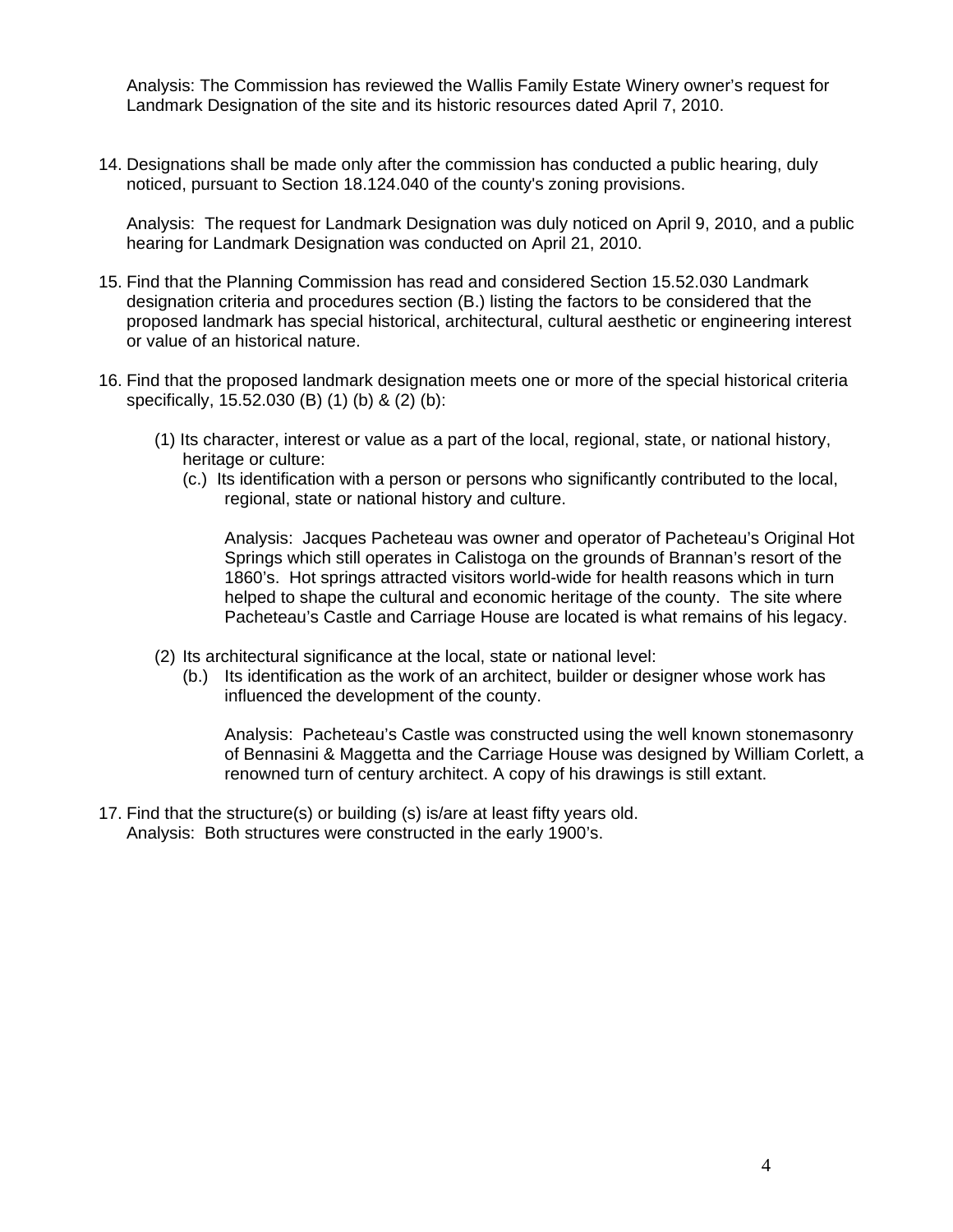Analysis: The Commission has reviewed the Wallis Family Estate Winery owner's request for Landmark Designation of the site and its historic resources dated April 7, 2010.

14. Designations shall be made only after the commission has conducted a public hearing, duly noticed, pursuant to Section 18.124.040 of the county's zoning provisions.

    Analysis: The request for Landmark Designation was duly noticed on April 9, 2010, and a public hearing for Landmark Designation was conducted on April 21, 2010.

15. Find that the Planning Commission has read and considered Section 15.52.030 Landmark designation criteria and procedures section (B.) listing the factors to be considered that the proposed landmark has special historical, architectural, cultural aesthetic or engineering interest or value of an historical nature.

16. Find that the proposed landmark designation meets one or more of the special historical criteria specifically, 15.52.030 (B) (1) (b) & (2) (b):

    (1) Its character, interest or value as a part of the local, regional, state, or national history, heritage or culture:

    (c.) Its identification with a person or persons who significantly contributed to the local, regional, state or national history and culture.

    Analysis: Jacques Pacheteau was owner and operator of Pacheteau's Original Hot Springs which still operates in Calistoga on the grounds of Brannan's resort of the 1860's. Hot springs attracted visitors world-wide for health reasons which in turn helped to shape the cultural and economic heritage of the county. The site where Pacheteau's Castle and Carriage House are located is what remains of his legacy.

    (2) Its architectural significance at the local, state or national level:

    (b.) Its identification as the work of an architect, builder or designer whose work has influenced the development of the county.

    Analysis: Pacheteau's Castle was constructed using the well known stonemasonry of Bennasini & Maggetta and the Carriage House was designed by William Corlett, a renowned turn of century architect. A copy of his drawings is still extant.

17. Find that the structure(s) or building (s) is/are at least fifty years old.
    Analysis: Both structures were constructed in the early 1900's.